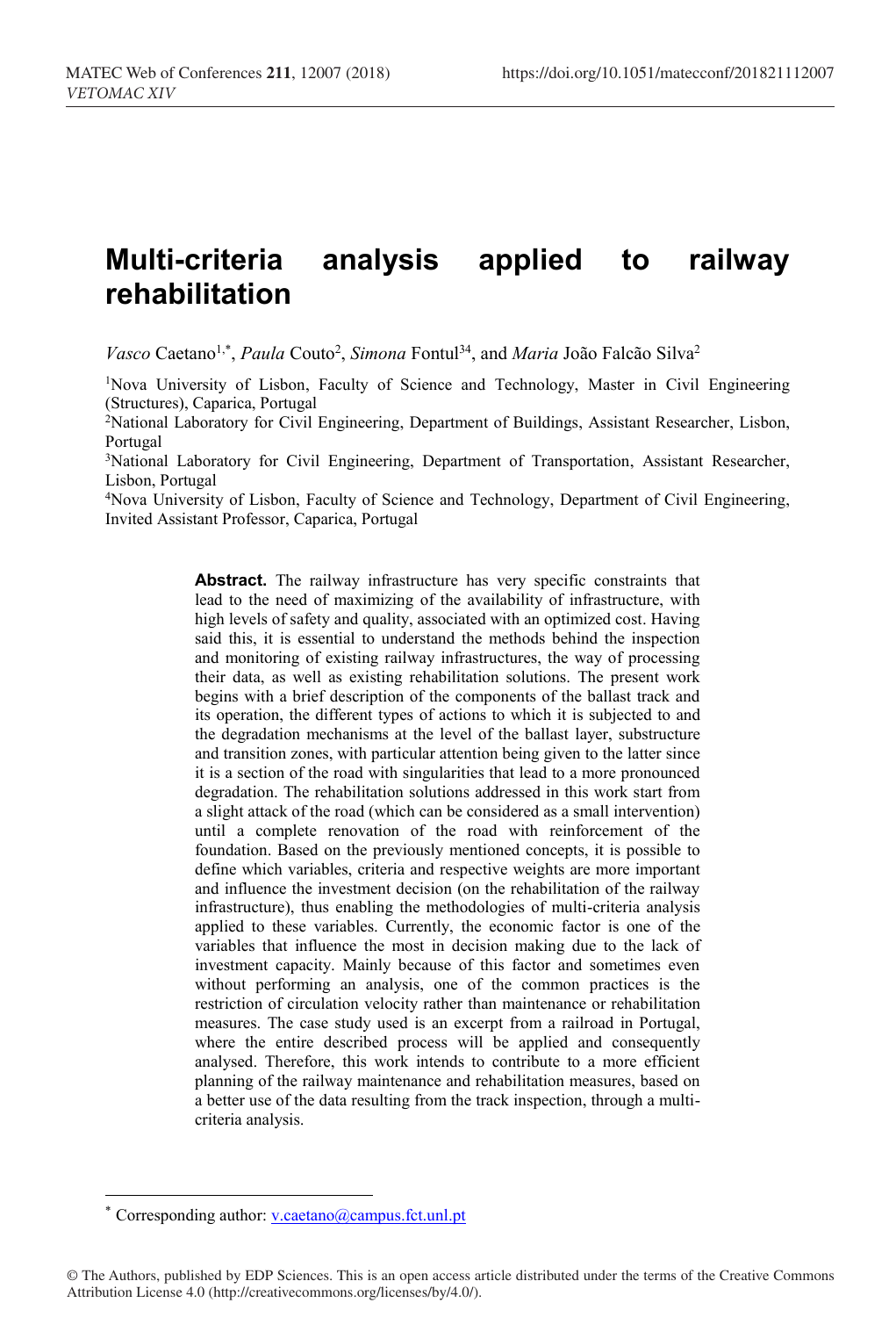# Multi-criteria analysis applied to railway rehabilitation

*Vasco* Caetano[1,*], *Paula* Couto[2], *Simona* Fontul[34], and *Maria* João Falcão Silva[2]

[1]Nova University of Lisbon, Faculty of Science and Technology, Master in Civil Engineering (Structures), Caparica, Portugal

[2]National Laboratory for Civil Engineering, Department of Buildings, Assistant Researcher, Lisbon, Portugal

[3]National Laboratory for Civil Engineering, Department of Transportation, Assistant Researcher, Lisbon, Portugal

[4]Nova University of Lisbon, Faculty of Science and Technology, Department of Civil Engineering, Invited Assistant Professor, Caparica, Portugal

**Abstract.** The railway infrastructure has very specific constraints that lead to the need of maximizing of the availability of infrastructure, with high levels of safety and quality, associated with an optimized cost. Having said this, it is essential to understand the methods behind the inspection and monitoring of existing railway infrastructures, the way of processing their data, as well as existing rehabilitation solutions. The present work begins with a brief description of the components of the ballast track and its operation, the different types of actions to which it is subjected to and the degradation mechanisms at the level of the ballast layer, substructure and transition zones, with particular attention being given to the latter since it is a section of the road with singularities that lead to a more pronounced degradation. The rehabilitation solutions addressed in this work start from a slight attack of the road (which can be considered as a small intervention) until a complete renovation of the road with reinforcement of the foundation. Based on the previously mentioned concepts, it is possible to define which variables, criteria and respective weights are more important and influence the investment decision (on the rehabilitation of the railway infrastructure), thus enabling the methodologies of multi-criteria analysis applied to these variables. Currently, the economic factor is one of the variables that influence the most in decision making due to the lack of investment capacity. Mainly because of this factor and sometimes even without performing an analysis, one of the common practices is the restriction of circulation velocity rather than maintenance or rehabilitation measures. The case study used is an excerpt from a railroad in Portugal, where the entire described process will be applied and consequently analysed. Therefore, this work intends to contribute to a more efficient planning of the railway maintenance and rehabilitation measures, based on a better use of the data resulting from the track inspection, through a multi-criteria analysis.

[*] Corresponding author: v.caetano@campus.fct.unl.pt

© The Authors, published by EDP Sciences. This is an open access article distributed under the terms of the Creative Commons Attribution License 4.0 (http://creativecommons.org/licenses/by/4.0/).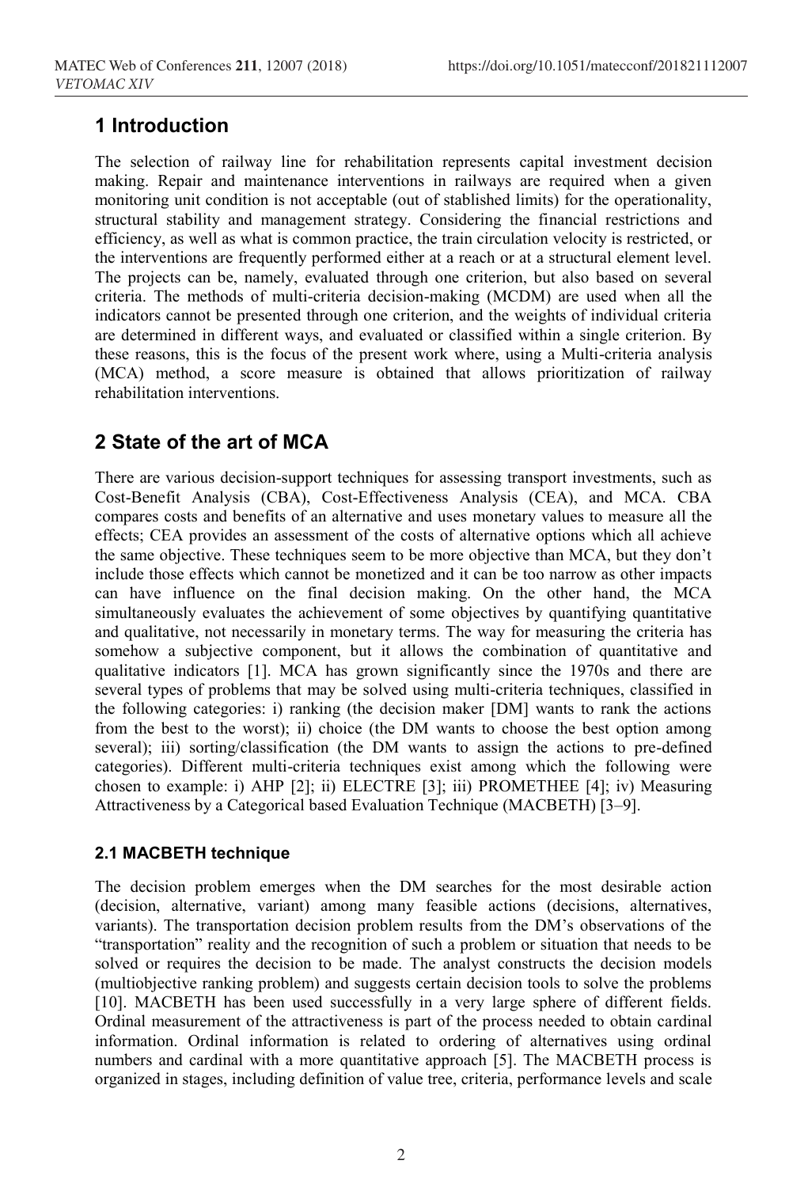## 1 Introduction

The selection of railway line for rehabilitation represents capital investment decision making. Repair and maintenance interventions in railways are required when a given monitoring unit condition is not acceptable (out of stablished limits) for the operationality, structural stability and management strategy. Considering the financial restrictions and efficiency, as well as what is common practice, the train circulation velocity is restricted, or the interventions are frequently performed either at a reach or at a structural element level. The projects can be, namely, evaluated through one criterion, but also based on several criteria. The methods of multi-criteria decision-making (MCDM) are used when all the indicators cannot be presented through one criterion, and the weights of individual criteria are determined in different ways, and evaluated or classified within a single criterion. By these reasons, this is the focus of the present work where, using a Multi-criteria analysis (MCA) method, a score measure is obtained that allows prioritization of railway rehabilitation interventions.

## 2 State of the art of MCA

There are various decision-support techniques for assessing transport investments, such as Cost-Benefit Analysis (CBA), Cost-Effectiveness Analysis (CEA), and MCA. CBA compares costs and benefits of an alternative and uses monetary values to measure all the effects; CEA provides an assessment of the costs of alternative options which all achieve the same objective. These techniques seem to be more objective than MCA, but they don't include those effects which cannot be monetized and it can be too narrow as other impacts can have influence on the final decision making. On the other hand, the MCA simultaneously evaluates the achievement of some objectives by quantifying quantitative and qualitative, not necessarily in monetary terms. The way for measuring the criteria has somehow a subjective component, but it allows the combination of quantitative and qualitative indicators [1]. MCA has grown significantly since the 1970s and there are several types of problems that may be solved using multi-criteria techniques, classified in the following categories: i) ranking (the decision maker [DM] wants to rank the actions from the best to the worst); ii) choice (the DM wants to choose the best option among several); iii) sorting/classification (the DM wants to assign the actions to pre-defined categories). Different multi-criteria techniques exist among which the following were chosen to example: i) AHP [2]; ii) ELECTRE [3]; iii) PROMETHEE [4]; iv) Measuring Attractiveness by a Categorical based Evaluation Technique (MACBETH) [3–9].

### 2.1 MACBETH technique

The decision problem emerges when the DM searches for the most desirable action (decision, alternative, variant) among many feasible actions (decisions, alternatives, variants). The transportation decision problem results from the DM's observations of the "transportation" reality and the recognition of such a problem or situation that needs to be solved or requires the decision to be made. The analyst constructs the decision models (multiobjective ranking problem) and suggests certain decision tools to solve the problems [10]. MACBETH has been used successfully in a very large sphere of different fields. Ordinal measurement of the attractiveness is part of the process needed to obtain cardinal information. Ordinal information is related to ordering of alternatives using ordinal numbers and cardinal with a more quantitative approach [5]. The MACBETH process is organized in stages, including definition of value tree, criteria, performance levels and scale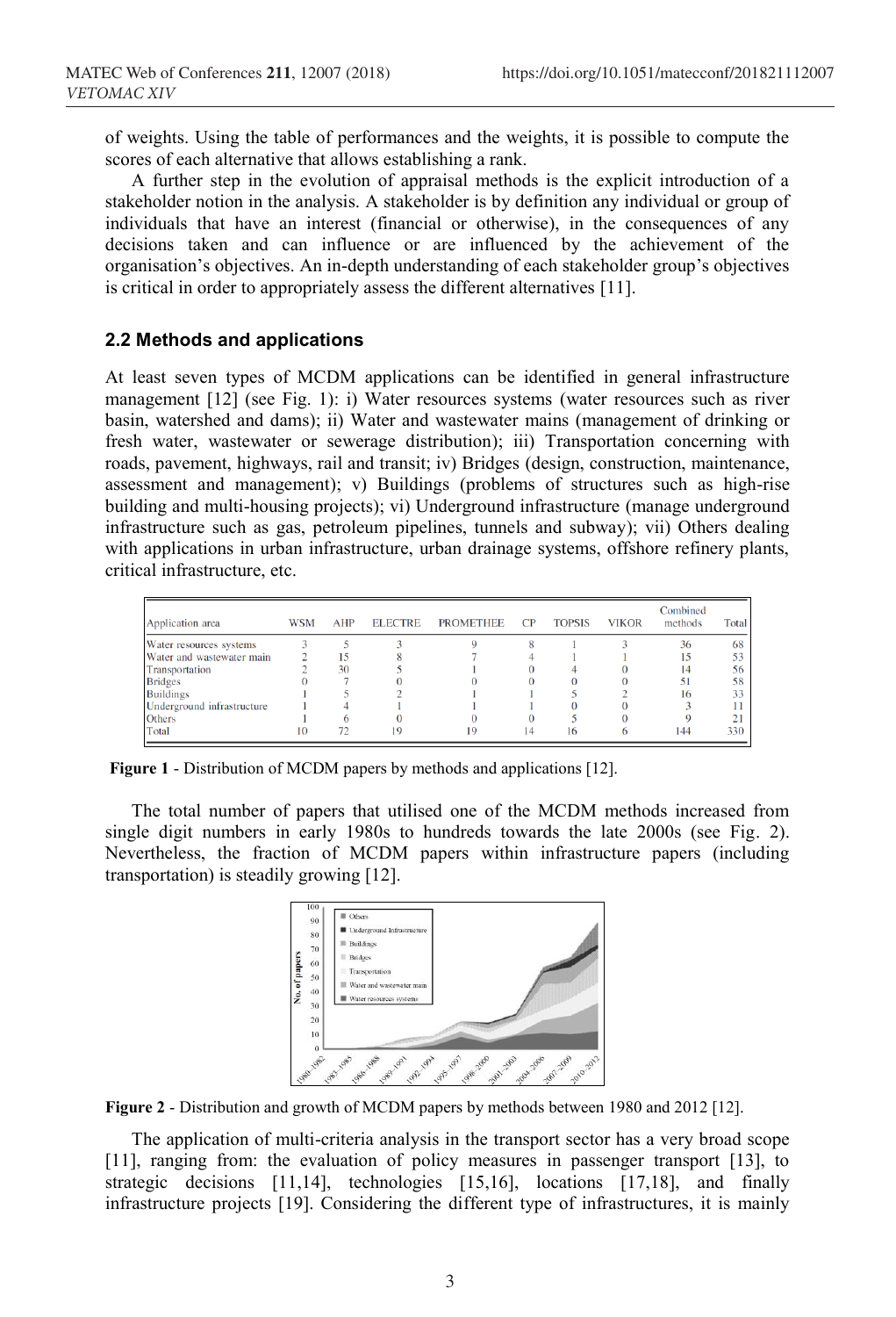of weights. Using the table of performances and the weights, it is possible to compute the scores of each alternative that allows establishing a rank.

A further step in the evolution of appraisal methods is the explicit introduction of a stakeholder notion in the analysis. A stakeholder is by definition any individual or group of individuals that have an interest (financial or otherwise), in the consequences of any decisions taken and can influence or are influenced by the achievement of the organisation's objectives. An in-depth understanding of each stakeholder group's objectives is critical in order to appropriately assess the different alternatives [11].

### 2.2 Methods and applications

At least seven types of MCDM applications can be identified in general infrastructure management [12] (see Fig. 1): i) Water resources systems (water resources such as river basin, watershed and dams); ii) Water and wastewater mains (management of drinking or fresh water, wastewater or sewerage distribution); iii) Transportation concerning with roads, pavement, highways, rail and transit; iv) Bridges (design, construction, maintenance, assessment and management); v) Buildings (problems of structures such as high-rise building and multi-housing projects); vi) Underground infrastructure (manage underground infrastructure such as gas, petroleum pipelines, tunnels and subway); vii) Others dealing with applications in urban infrastructure, urban drainage systems, offshore refinery plants, critical infrastructure, etc.

| Application area | WSM | AHP | ELECTRE | PROMETHEE | CP | TOPSIS | VIKOR | Combined methods | Total |
|---|---|---|---|---|---|---|---|---|---|
| Water resources systems | 3 | 5 | 3 | 9 | 8 | 1 | 3 | 36 | 68 |
| Water and wastewater main | 2 | 15 | 8 | 7 | 4 | 1 | 1 | 15 | 53 |
| Transportation | 2 | 30 | 5 | 1 | 0 | 4 | 0 | 14 | 56 |
| Bridges | 0 | 7 | 0 | 0 | 0 | 0 | 0 | 51 | 58 |
| Buildings | 1 | 5 | 2 | 1 | 1 | 5 | 2 | 16 | 33 |
| Underground infrastructure | 1 | 4 | 1 | 1 | 1 | 0 | 0 | 3 | 11 |
| Others | 1 | 6 | 0 | 0 | 0 | 5 | 0 | 9 | 21 |
| Total | 10 | 72 | 19 | 19 | 14 | 16 | 6 | 144 | 330 |

**Figure 1** - Distribution of MCDM papers by methods and applications [12].

The total number of papers that utilised one of the MCDM methods increased from single digit numbers in early 1980s to hundreds towards the late 2000s (see Fig. 2). Nevertheless, the fraction of MCDM papers within infrastructure papers (including transportation) is steadily growing [12].

**Figure 2** - Distribution and growth of MCDM papers by methods between 1980 and 2012 [12].

The application of multi-criteria analysis in the transport sector has a very broad scope [11], ranging from: the evaluation of policy measures in passenger transport [13], to strategic decisions [11,14], technologies [15,16], locations [17,18], and finally infrastructure projects [19]. Considering the different type of infrastructures, it is mainly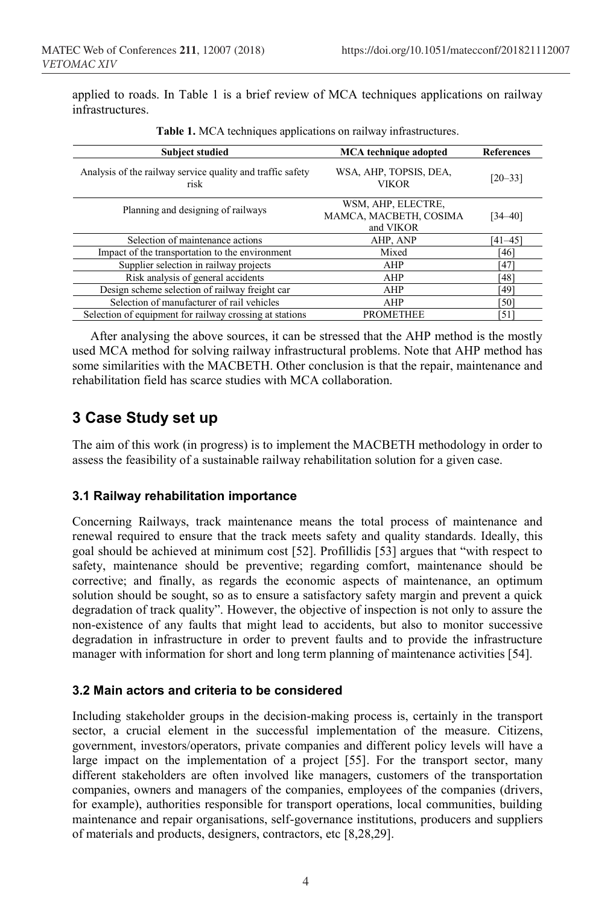applied to roads. In Table 1 is a brief review of MCA techniques applications on railway infrastructures.

**Table 1.** MCA techniques applications on railway infrastructures.

| Subject studied | MCA technique adopted | References |
|---|---|---|
| Analysis of the railway service quality and traffic safety risk | WSA, AHP, TOPSIS, DEA, VIKOR | [20–33] |
| Planning and designing of railways | WSM, AHP, ELECTRE, MAMCA, MACBETH, COSIMA and VIKOR | [34–40] |
| Selection of maintenance actions | AHP, ANP | [41–45] |
| Impact of the transportation to the environment | Mixed | [46] |
| Supplier selection in railway projects | AHP | [47] |
| Risk analysis of general accidents | AHP | [48] |
| Design scheme selection of railway freight car | AHP | [49] |
| Selection of manufacturer of rail vehicles | AHP | [50] |
| Selection of equipment for railway crossing at stations | PROMETHEE | [51] |

After analysing the above sources, it can be stressed that the AHP method is the mostly used MCA method for solving railway infrastructural problems. Note that AHP method has some similarities with the MACBETH. Other conclusion is that the repair, maintenance and rehabilitation field has scarce studies with MCA collaboration.

## 3 Case Study set up

The aim of this work (in progress) is to implement the MACBETH methodology in order to assess the feasibility of a sustainable railway rehabilitation solution for a given case.

### 3.1 Railway rehabilitation importance

Concerning Railways, track maintenance means the total process of maintenance and renewal required to ensure that the track meets safety and quality standards. Ideally, this goal should be achieved at minimum cost [52]. Profillidis [53] argues that "with respect to safety, maintenance should be preventive; regarding comfort, maintenance should be corrective; and finally, as regards the economic aspects of maintenance, an optimum solution should be sought, so as to ensure a satisfactory safety margin and prevent a quick degradation of track quality". However, the objective of inspection is not only to assure the non-existence of any faults that might lead to accidents, but also to monitor successive degradation in infrastructure in order to prevent faults and to provide the infrastructure manager with information for short and long term planning of maintenance activities [54].

### 3.2 Main actors and criteria to be considered

Including stakeholder groups in the decision-making process is, certainly in the transport sector, a crucial element in the successful implementation of the measure. Citizens, government, investors/operators, private companies and different policy levels will have a large impact on the implementation of a project [55]. For the transport sector, many different stakeholders are often involved like managers, customers of the transportation companies, owners and managers of the companies, employees of the companies (drivers, for example), authorities responsible for transport operations, local communities, building maintenance and repair organisations, self-governance institutions, producers and suppliers of materials and products, designers, contractors, etc [8,28,29].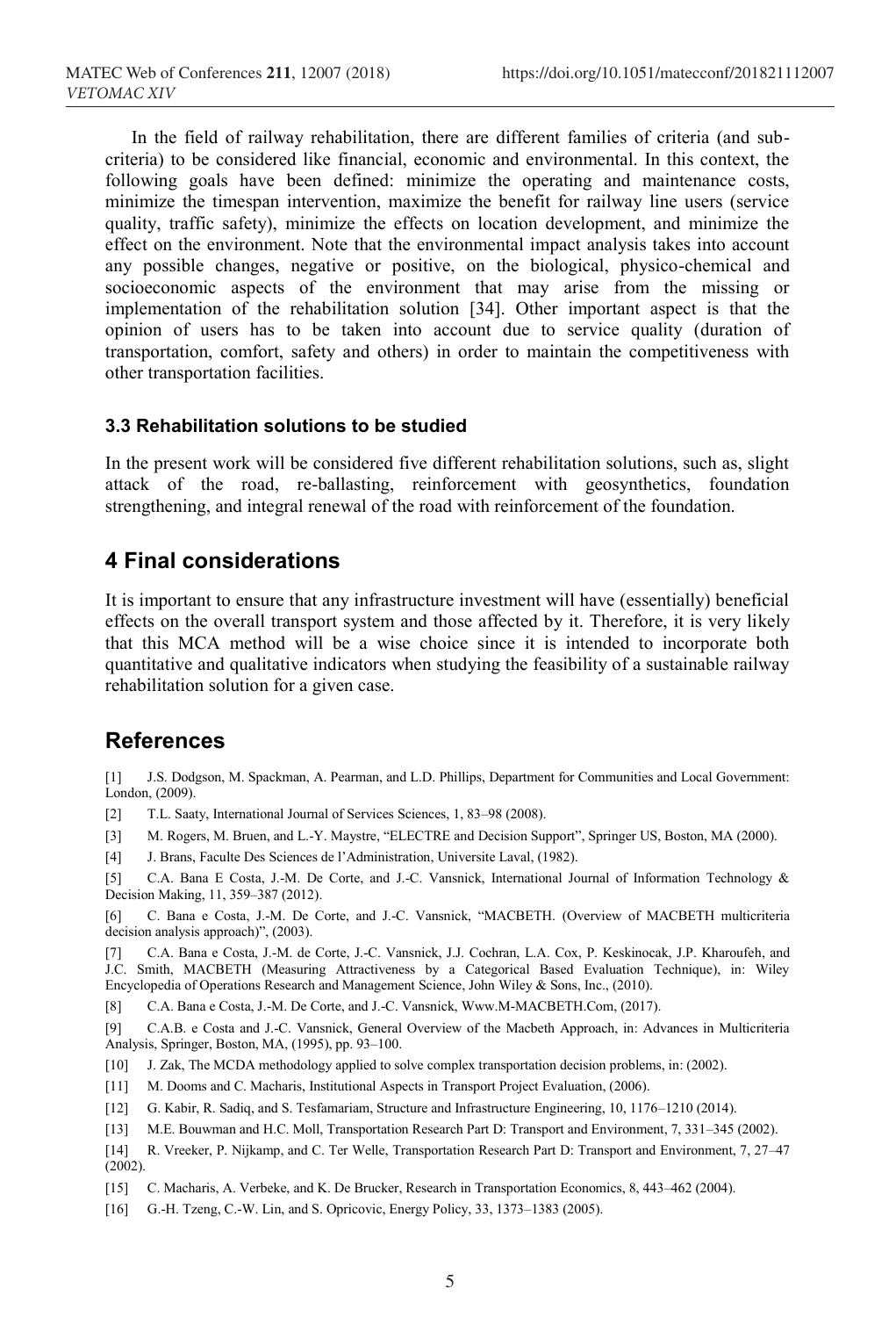In the field of railway rehabilitation, there are different families of criteria (and sub-criteria) to be considered like financial, economic and environmental. In this context, the following goals have been defined: minimize the operating and maintenance costs, minimize the timespan intervention, maximize the benefit for railway line users (service quality, traffic safety), minimize the effects on location development, and minimize the effect on the environment. Note that the environmental impact analysis takes into account any possible changes, negative or positive, on the biological, physico-chemical and socioeconomic aspects of the environment that may arise from the missing or implementation of the rehabilitation solution [34]. Other important aspect is that the opinion of users has to be taken into account due to service quality (duration of transportation, comfort, safety and others) in order to maintain the competitiveness with other transportation facilities.

### 3.3 Rehabilitation solutions to be studied

In the present work will be considered five different rehabilitation solutions, such as, slight attack of the road, re-ballasting, reinforcement with geosynthetics, foundation strengthening, and integral renewal of the road with reinforcement of the foundation.

## 4 Final considerations

It is important to ensure that any infrastructure investment will have (essentially) beneficial effects on the overall transport system and those affected by it. Therefore, it is very likely that this MCA method will be a wise choice since it is intended to incorporate both quantitative and qualitative indicators when studying the feasibility of a sustainable railway rehabilitation solution for a given case.

## References

[1] J.S. Dodgson, M. Spackman, A. Pearman, and L.D. Phillips, Department for Communities and Local Government: London, (2009).

[2] T.L. Saaty, International Journal of Services Sciences, 1, 83–98 (2008).

[3] M. Rogers, M. Bruen, and L.-Y. Maystre, "ELECTRE and Decision Support", Springer US, Boston, MA (2000).

[4] J. Brans, Faculte Des Sciences de l'Administration, Universite Laval, (1982).

[5] C.A. Bana E Costa, J.-M. De Corte, and J.-C. Vansnick, International Journal of Information Technology & Decision Making, 11, 359–387 (2012).

[6] C. Bana e Costa, J.-M. De Corte, and J.-C. Vansnick, "MACBETH. (Overview of MACBETH multicriteria decision analysis approach)", (2003).

[7] C.A. Bana e Costa, J.-M. de Corte, J.-C. Vansnick, J.J. Cochran, L.A. Cox, P. Keskinocak, J.P. Kharoufeh, and J.C. Smith, MACBETH (Measuring Attractiveness by a Categorical Based Evaluation Technique), in: Wiley Encyclopedia of Operations Research and Management Science, John Wiley & Sons, Inc., (2010).

[8] C.A. Bana e Costa, J.-M. De Corte, and J.-C. Vansnick, Www.M-MACBETH.Com, (2017).

[9] C.A.B. e Costa and J.-C. Vansnick, General Overview of the Macbeth Approach, in: Advances in Multicriteria Analysis, Springer, Boston, MA, (1995), pp. 93–100.

[10] J. Zak, The MCDA methodology applied to solve complex transportation decision problems, in: (2002).

[11] M. Dooms and C. Macharis, Institutional Aspects in Transport Project Evaluation, (2006).

[12] G. Kabir, R. Sadiq, and S. Tesfamariam, Structure and Infrastructure Engineering, 10, 1176–1210 (2014).

[13] M.E. Bouwman and H.C. Moll, Transportation Research Part D: Transport and Environment, 7, 331–345 (2002).

[14] R. Vreeker, P. Nijkamp, and C. Ter Welle, Transportation Research Part D: Transport and Environment, 7, 27–47 (2002).

[15] C. Macharis, A. Verbeke, and K. De Brucker, Research in Transportation Economics, 8, 443–462 (2004).

[16] G.-H. Tzeng, C.-W. Lin, and S. Opricovic, Energy Policy, 33, 1373–1383 (2005).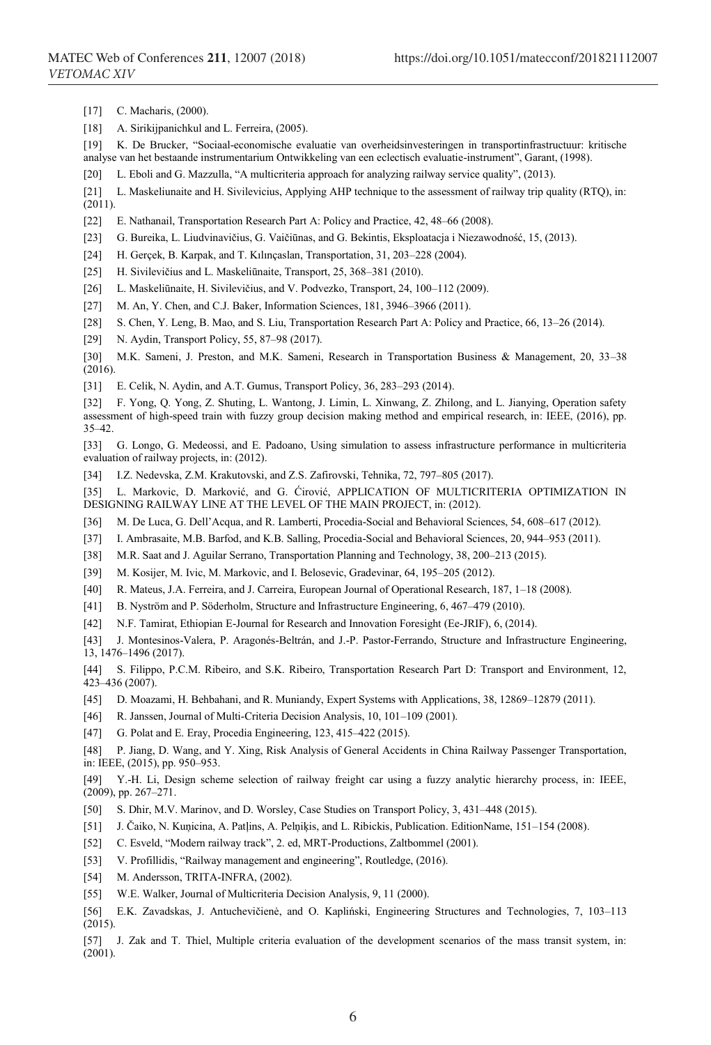[17] C. Macharis, (2000).

[18] A. Sirikijpanichkul and L. Ferreira, (2005).

[19] K. De Brucker, "Sociaal-economische evaluatie van overheidsinvesteringen in transportinfrastructuur: kritische analyse van het bestaande instrumentarium Ontwikkeling van een eclectisch evaluatie-instrument", Garant, (1998).

[20] L. Eboli and G. Mazzulla, "A multicriteria approach for analyzing railway service quality", (2013).

[21] L. Maskeliunaite and H. Sivilevicius, Applying AHP technique to the assessment of railway trip quality (RTQ), in: (2011).

[22] E. Nathanail, Transportation Research Part A: Policy and Practice, 42, 48–66 (2008).

[23] G. Bureika, L. Liudvinavičius, G. Vaičiūnas, and G. Bekintis, Eksploatacja i Niezawodność, 15, (2013).

[24] H. Gerçek, B. Karpak, and T. Kılınçaslan, Transportation, 31, 203–228 (2004).

[25] H. Sivilevičius and L. Maskeliūnaite, Transport, 25, 368–381 (2010).

[26] L. Maskeliūnaite, H. Sivilevičius, and V. Podvezko, Transport, 24, 100–112 (2009).

[27] M. An, Y. Chen, and C.J. Baker, Information Sciences, 181, 3946–3966 (2011).

[28] S. Chen, Y. Leng, B. Mao, and S. Liu, Transportation Research Part A: Policy and Practice, 66, 13–26 (2014).

[29] N. Aydin, Transport Policy, 55, 87–98 (2017).

[30] M.K. Sameni, J. Preston, and M.K. Sameni, Research in Transportation Business & Management, 20, 33–38 (2016).

[31] E. Celik, N. Aydin, and A.T. Gumus, Transport Policy, 36, 283–293 (2014).

[32] F. Yong, Q. Yong, Z. Shuting, L. Wantong, J. Limin, L. Xinwang, Z. Zhilong, and L. Jianying, Operation safety assessment of high-speed train with fuzzy group decision making method and empirical research, in: IEEE, (2016), pp. 35–42.

[33] G. Longo, G. Medeossi, and E. Padoano, Using simulation to assess infrastructure performance in multicriteria evaluation of railway projects, in: (2012).

[34] I.Z. Nedevska, Z.M. Krakutovski, and Z.S. Zafirovski, Tehnika, 72, 797–805 (2017).

[35] L. Markovic, D. Marković, and G. Ćirović, APPLICATION OF MULTICRITERIA OPTIMIZATION IN DESIGNING RAILWAY LINE AT THE LEVEL OF THE MAIN PROJECT, in: (2012).

[36] M. De Luca, G. Dell'Acqua, and R. Lamberti, Procedia-Social and Behavioral Sciences, 54, 608–617 (2012).

[37] I. Ambrasaite, M.B. Barfod, and K.B. Salling, Procedia-Social and Behavioral Sciences, 20, 944–953 (2011).

[38] M.R. Saat and J. Aguilar Serrano, Transportation Planning and Technology, 38, 200–213 (2015).

[39] M. Kosijer, M. Ivic, M. Markovic, and I. Belosevic, Gradevinar, 64, 195–205 (2012).

[40] R. Mateus, J.A. Ferreira, and J. Carreira, European Journal of Operational Research, 187, 1–18 (2008).

[41] B. Nyström and P. Söderholm, Structure and Infrastructure Engineering, 6, 467–479 (2010).

[42] N.F. Tamirat, Ethiopian E-Journal for Research and Innovation Foresight (Ee-JRIF), 6, (2014).

[43] J. Montesinos-Valera, P. Aragonés-Beltrán, and J.-P. Pastor-Ferrando, Structure and Infrastructure Engineering, 13, 1476–1496 (2017).

[44] S. Filippo, P.C.M. Ribeiro, and S.K. Ribeiro, Transportation Research Part D: Transport and Environment, 12, 423–436 (2007).

[45] D. Moazami, H. Behbahani, and R. Muniandy, Expert Systems with Applications, 38, 12869–12879 (2011).

[46] R. Janssen, Journal of Multi-Criteria Decision Analysis, 10, 101–109 (2001).

[47] G. Polat and E. Eray, Procedia Engineering, 123, 415–422 (2015).

[48] P. Jiang, D. Wang, and Y. Xing, Risk Analysis of General Accidents in China Railway Passenger Transportation, in: IEEE, (2015), pp. 950–953.

[49] Y.-H. Li, Design scheme selection of railway freight car using a fuzzy analytic hierarchy process, in: IEEE, (2009), pp. 267–271.

[50] S. Dhir, M.V. Marinov, and D. Worsley, Case Studies on Transport Policy, 3, 431–448 (2015).

[51] J. Čaiko, N. Kuņicina, A. Patļins, A. Pelņiķis, and L. Ribickis, Publication. EditionName, 151–154 (2008).

[52] C. Esveld, "Modern railway track", 2. ed, MRT-Productions, Zaltbommel (2001).

[53] V. Profillidis, "Railway management and engineering", Routledge, (2016).

[54] M. Andersson, TRITA-INFRA, (2002).

[55] W.E. Walker, Journal of Multicriteria Decision Analysis, 9, 11 (2000).

[56] E.K. Zavadskas, J. Antuchevičienė, and O. Kapliński, Engineering Structures and Technologies, 7, 103–113 (2015).

[57] J. Zak and T. Thiel, Multiple criteria evaluation of the development scenarios of the mass transit system, in: (2001).